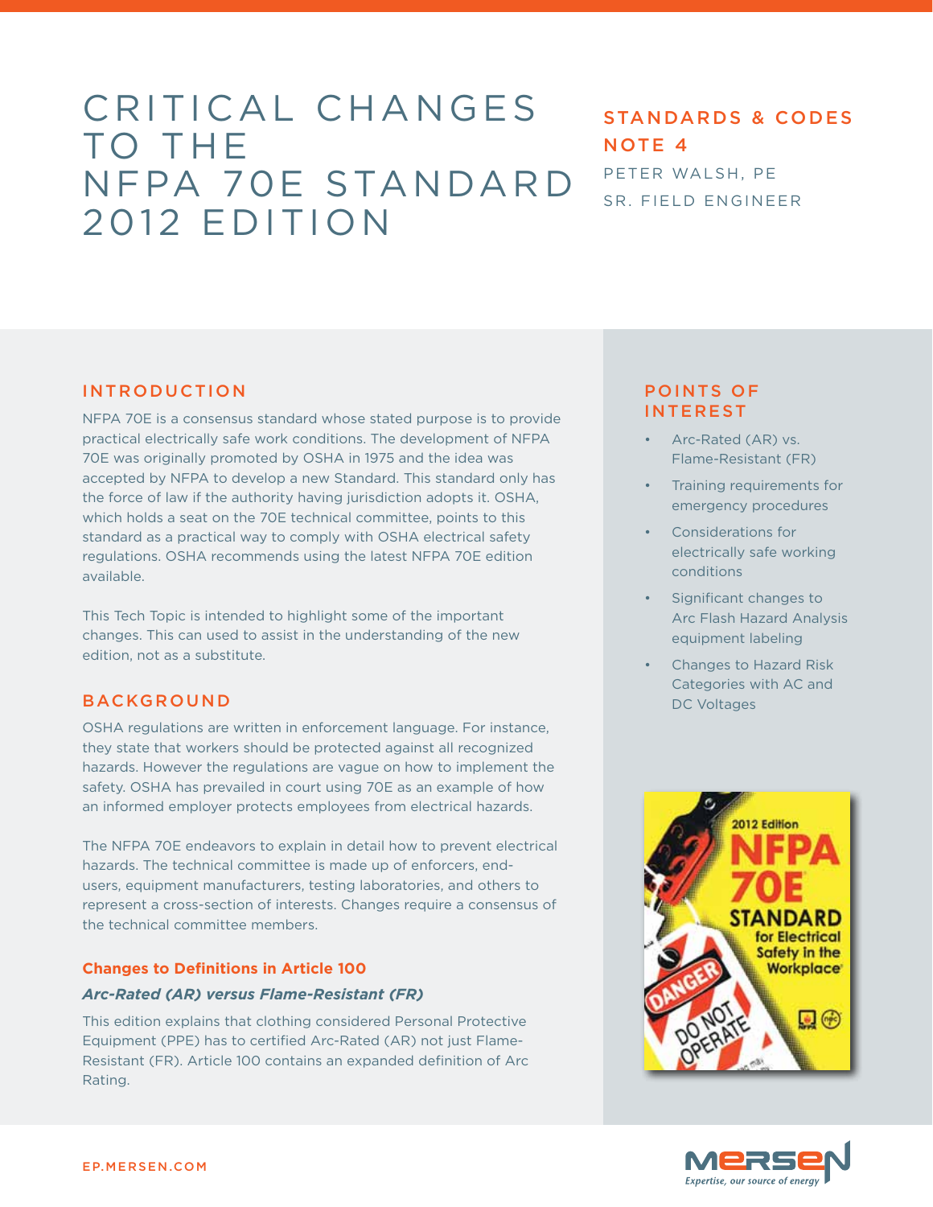# CRITICAL CHANGES TO THE NFPA 70E STANDARD 2012 EDITION

**STANDARDS & CODES NOTE 4**

PETER WALSH, PE
SR. FIELD ENGINEER

## INTRODUCTION

NFPA 70E is a consensus standard whose stated purpose is to provide practical electrically safe work conditions. The development of NFPA 70E was originally promoted by OSHA in 1975 and the idea was accepted by NFPA to develop a new Standard. This standard only has the force of law if the authority having jurisdiction adopts it. OSHA, which holds a seat on the 70E technical committee, points to this standard as a practical way to comply with OSHA electrical safety regulations. OSHA recommends using the latest NFPA 70E edition available.

This Tech Topic is intended to highlight some of the important changes. This can used to assist in the understanding of the new edition, not as a substitute.

## BACKGROUND

OSHA regulations are written in enforcement language. For instance, they state that workers should be protected against all recognized hazards. However the regulations are vague on how to implement the safety. OSHA has prevailed in court using 70E as an example of how an informed employer protects employees from electrical hazards.

The NFPA 70E endeavors to explain in detail how to prevent electrical hazards. The technical committee is made up of enforcers, end-users, equipment manufacturers, testing laboratories, and others to represent a cross-section of interests. Changes require a consensus of the technical committee members.

### Changes to Definitions in Article 100

*Arc-Rated (AR) versus Flame-Resistant (FR)*

This edition explains that clothing considered Personal Protective Equipment (PPE) has to certified Arc-Rated (AR) not just Flame-Resistant (FR). Article 100 contains an expanded definition of Arc Rating.

## POINTS OF INTEREST

- Arc-Rated (AR) vs. Flame-Resistant (FR)
- Training requirements for emergency procedures
- Considerations for electrically safe working conditions
- Significant changes to Arc Flash Hazard Analysis equipment labeling
- Changes to Hazard Risk Categories with AC and DC Voltages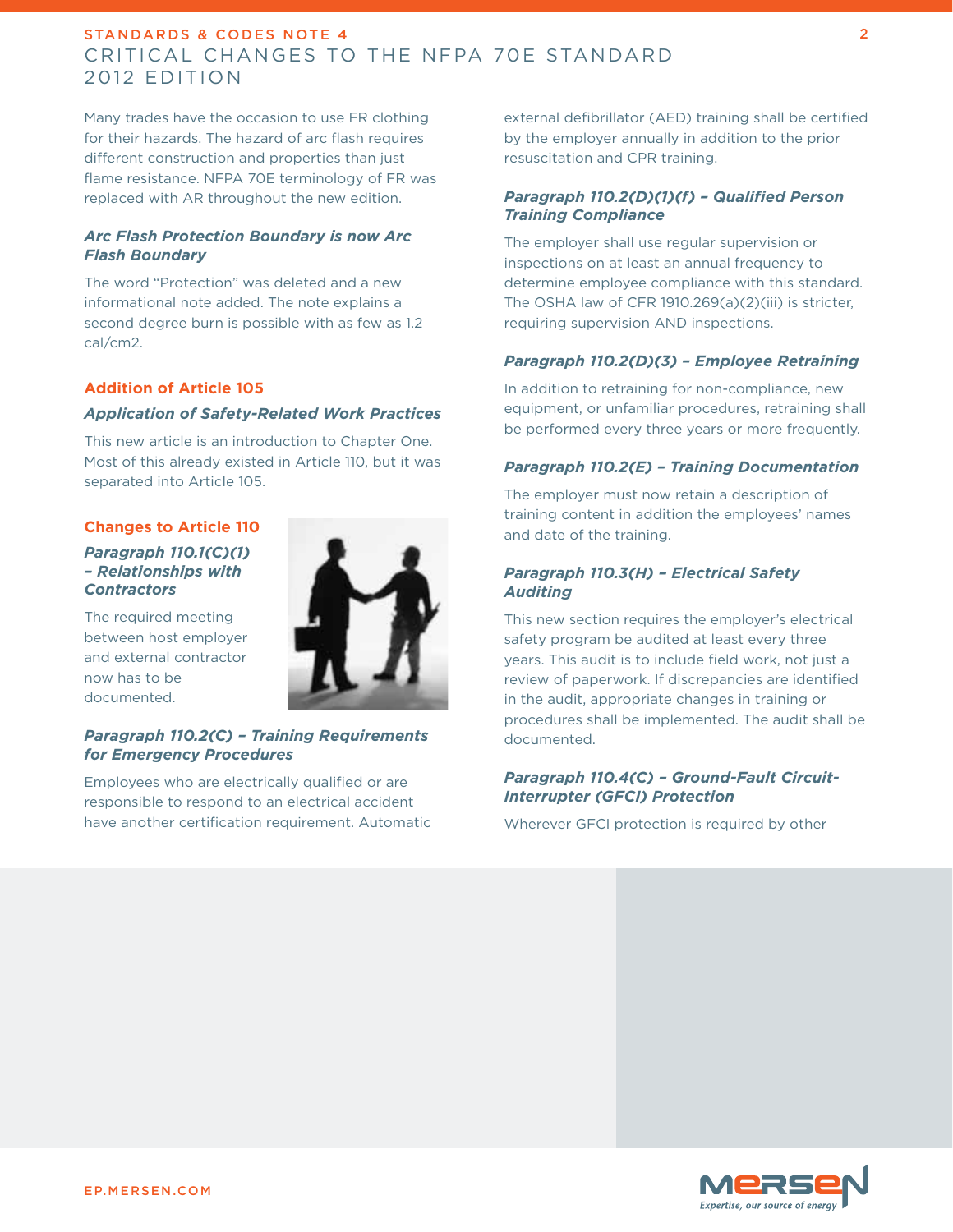Many trades have the occasion to use FR clothing for their hazards. The hazard of arc flash requires different construction and properties than just flame resistance. NFPA 70E terminology of FR was replaced with AR throughout the new edition.

### *Arc Flash Protection Boundary is now Arc Flash Boundary*

The word "Protection" was deleted and a new informational note added. The note explains a second degree burn is possible with as few as 1.2 cal/cm2.

## Addition of Article 105

### *Application of Safety-Related Work Practices*

This new article is an introduction to Chapter One. Most of this already existed in Article 110, but it was separated into Article 105.

## Changes to Article 110

### *Paragraph 110.1(C)(1) – Relationships with Contractors*

The required meeting between host employer and external contractor now has to be documented.

### *Paragraph 110.2(C) – Training Requirements for Emergency Procedures*

Employees who are electrically qualified or are responsible to respond to an electrical accident have another certification requirement. Automatic external defibrillator (AED) training shall be certified by the employer annually in addition to the prior resuscitation and CPR training.

### *Paragraph 110.2(D)(1)(f) – Qualified Person Training Compliance*

The employer shall use regular supervision or inspections on at least an annual frequency to determine employee compliance with this standard. The OSHA law of CFR 1910.269(a)(2)(iii) is stricter, requiring supervision AND inspections.

### *Paragraph 110.2(D)(3) – Employee Retraining*

In addition to retraining for non-compliance, new equipment, or unfamiliar procedures, retraining shall be performed every three years or more frequently.

### *Paragraph 110.2(E) – Training Documentation*

The employer must now retain a description of training content in addition the employees' names and date of the training.

### *Paragraph 110.3(H) – Electrical Safety Auditing*

This new section requires the employer's electrical safety program be audited at least every three years. This audit is to include field work, not just a review of paperwork. If discrepancies are identified in the audit, appropriate changes in training or procedures shall be implemented. The audit shall be documented.

### *Paragraph 110.4(C) – Ground-Fault Circuit-Interrupter (GFCI) Protection*

Wherever GFCI protection is required by other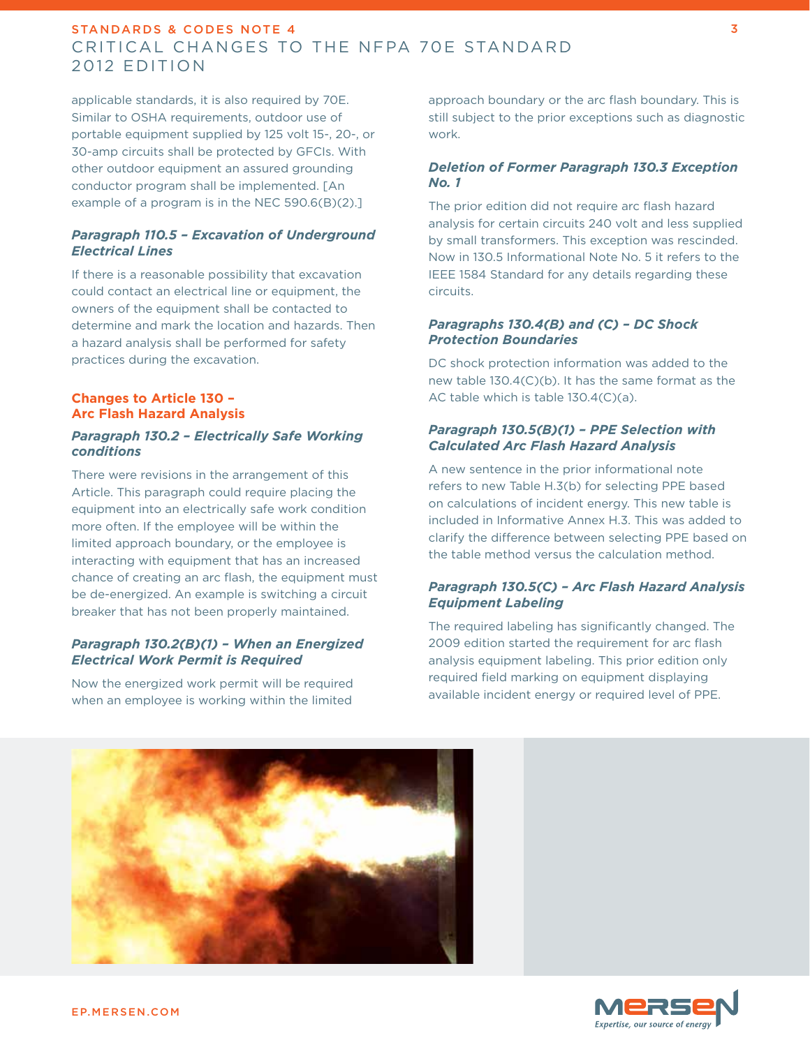applicable standards, it is also required by 70E. Similar to OSHA requirements, outdoor use of portable equipment supplied by 125 volt 15-, 20-, or 30-amp circuits shall be protected by GFCIs. With other outdoor equipment an assured grounding conductor program shall be implemented. [An example of a program is in the NEC 590.6(B)(2).]

### *Paragraph 110.5 – Excavation of Underground Electrical Lines*

If there is a reasonable possibility that excavation could contact an electrical line or equipment, the owners of the equipment shall be contacted to determine and mark the location and hazards. Then a hazard analysis shall be performed for safety practices during the excavation.

## Changes to Article 130 – Arc Flash Hazard Analysis

### *Paragraph 130.2 – Electrically Safe Working conditions*

There were revisions in the arrangement of this Article. This paragraph could require placing the equipment into an electrically safe work condition more often. If the employee will be within the limited approach boundary, or the employee is interacting with equipment that has an increased chance of creating an arc flash, the equipment must be de-energized. An example is switching a circuit breaker that has not been properly maintained.

### *Paragraph 130.2(B)(1) – When an Energized Electrical Work Permit is Required*

Now the energized work permit will be required when an employee is working within the limited approach boundary or the arc flash boundary. This is still subject to the prior exceptions such as diagnostic work.

### *Deletion of Former Paragraph 130.3 Exception No. 1*

The prior edition did not require arc flash hazard analysis for certain circuits 240 volt and less supplied by small transformers. This exception was rescinded. Now in 130.5 Informational Note No. 5 it refers to the IEEE 1584 Standard for any details regarding these circuits.

### *Paragraphs 130.4(B) and (C) – DC Shock Protection Boundaries*

DC shock protection information was added to the new table 130.4(C)(b). It has the same format as the AC table which is table 130.4(C)(a).

### *Paragraph 130.5(B)(1) – PPE Selection with Calculated Arc Flash Hazard Analysis*

A new sentence in the prior informational note refers to new Table H.3(b) for selecting PPE based on calculations of incident energy. This new table is included in Informative Annex H.3. This was added to clarify the difference between selecting PPE based on the table method versus the calculation method.

### *Paragraph 130.5(C) – Arc Flash Hazard Analysis Equipment Labeling*

The required labeling has significantly changed. The 2009 edition started the requirement for arc flash analysis equipment labeling. This prior edition only required field marking on equipment displaying available incident energy or required level of PPE.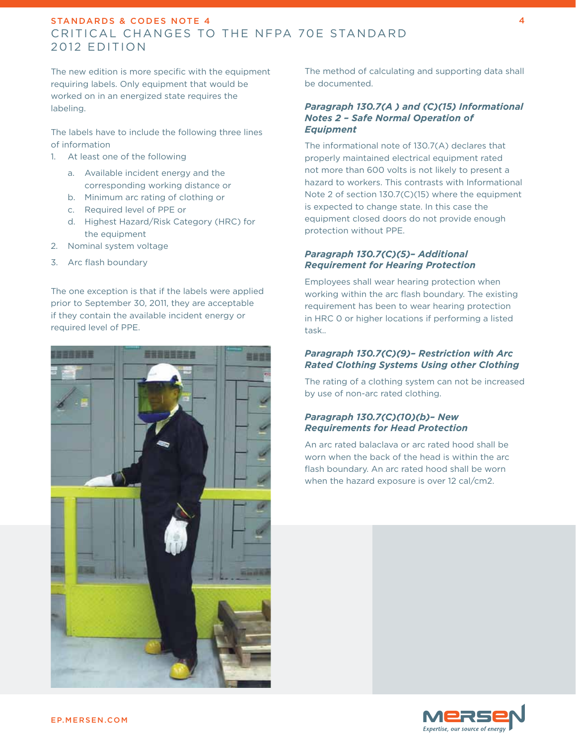The new edition is more specific with the equipment requiring labels. Only equipment that would be worked on in an energized state requires the labeling.

The labels have to include the following three lines of information

1. At least one of the following
   a. Available incident energy and the corresponding working distance or
   b. Minimum arc rating of clothing or
   c. Required level of PPE or
   d. Highest Hazard/Risk Category (HRC) for the equipment
2. Nominal system voltage
3. Arc flash boundary

The one exception is that if the labels were applied prior to September 30, 2011, they are acceptable if they contain the available incident energy or required level of PPE.

The method of calculating and supporting data shall be documented.

### *Paragraph 130.7(A ) and (C)(15) Informational Notes 2 – Safe Normal Operation of Equipment*

The informational note of 130.7(A) declares that properly maintained electrical equipment rated not more than 600 volts is not likely to present a hazard to workers. This contrasts with Informational Note 2 of section 130.7(C)(15) where the equipment is expected to change state. In this case the equipment closed doors do not provide enough protection without PPE.

### *Paragraph 130.7(C)(5)– Additional Requirement for Hearing Protection*

Employees shall wear hearing protection when working within the arc flash boundary. The existing requirement has been to wear hearing protection in HRC 0 or higher locations if performing a listed task..

### *Paragraph 130.7(C)(9)– Restriction with Arc Rated Clothing Systems Using other Clothing*

The rating of a clothing system can not be increased by use of non-arc rated clothing.

### *Paragraph 130.7(C)(10)(b)– New Requirements for Head Protection*

An arc rated balaclava or arc rated hood shall be worn when the back of the head is within the arc flash boundary. An arc rated hood shall be worn when the hazard exposure is over 12 cal/cm2.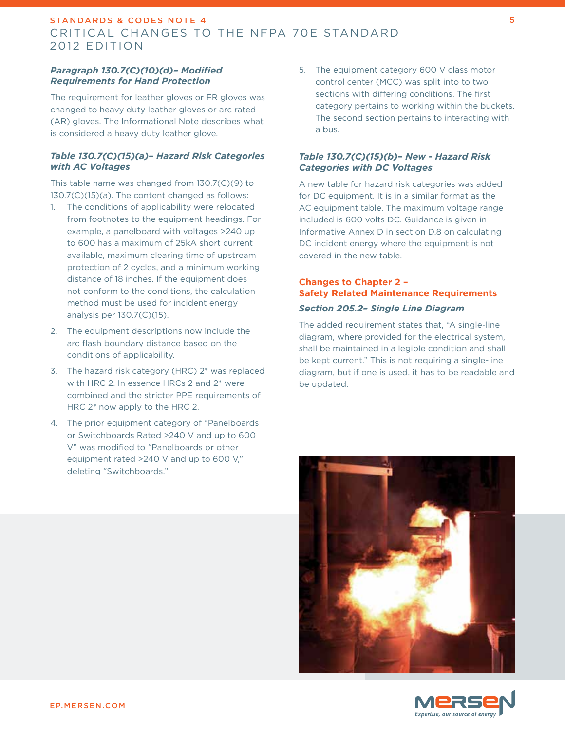#### *Paragraph 130.7(C)(10)(d)– Modified Requirements for Hand Protection*

The requirement for leather gloves or FR gloves was changed to heavy duty leather gloves or arc rated (AR) gloves. The Informational Note describes what is considered a heavy duty leather glove.

#### *Table 130.7(C)(15)(a)– Hazard Risk Categories with AC Voltages*

This table name was changed from 130.7(C)(9) to 130.7(C)(15)(a). The content changed as follows:

1. The conditions of applicability were relocated from footnotes to the equipment headings. For example, a panelboard with voltages >240 up to 600 has a maximum of 25kA short current available, maximum clearing time of upstream protection of 2 cycles, and a minimum working distance of 18 inches. If the equipment does not conform to the conditions, the calculation method must be used for incident energy analysis per 130.7(C)(15).
2. The equipment descriptions now include the arc flash boundary distance based on the conditions of applicability.
3. The hazard risk category (HRC) 2* was replaced with HRC 2. In essence HRCs 2 and 2* were combined and the stricter PPE requirements of HRC 2* now apply to the HRC 2.
4. The prior equipment category of "Panelboards or Switchboards Rated >240 V and up to 600 V" was modified to "Panelboards or other equipment rated >240 V and up to 600 V," deleting "Switchboards."
5. The equipment category 600 V class motor control center (MCC) was split into to two sections with differing conditions. The first category pertains to working within the buckets. The second section pertains to interacting with a bus.

#### *Table 130.7(C)(15)(b)– New - Hazard Risk Categories with DC Voltages*

A new table for hazard risk categories was added for DC equipment. It is in a similar format as the AC equipment table. The maximum voltage range included is 600 volts DC. Guidance is given in Informative Annex D in section D.8 on calculating DC incident energy where the equipment is not covered in the new table.

## Changes to Chapter 2 – Safety Related Maintenance Requirements

#### *Section 205.2– Single Line Diagram*

The added requirement states that, "A single-line diagram, where provided for the electrical system, shall be maintained in a legible condition and shall be kept current." This is not requiring a single-line diagram, but if one is used, it has to be readable and be updated.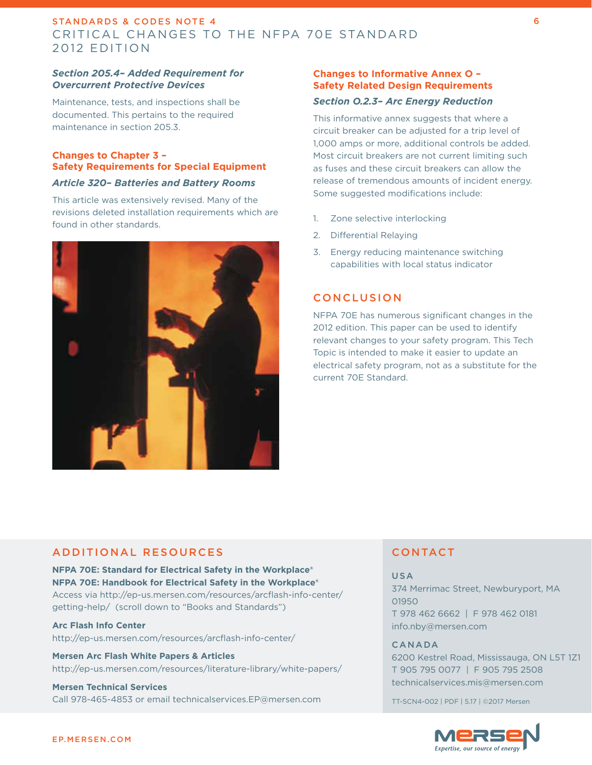### *Section 205.4– Added Requirement for Overcurrent Protective Devices*

Maintenance, tests, and inspections shall be documented. This pertains to the required maintenance in section 205.3.

## Changes to Chapter 3 – Safety Requirements for Special Equipment

### *Article 320– Batteries and Battery Rooms*

This article was extensively revised. Many of the revisions deleted installation requirements which are found in other standards.

## Changes to Informative Annex O – Safety Related Design Requirements

### *Section O.2.3– Arc Energy Reduction*

This informative annex suggests that where a circuit breaker can be adjusted for a trip level of 1,000 amps or more, additional controls be added. Most circuit breakers are not current limiting such as fuses and these circuit breakers can allow the release of tremendous amounts of incident energy. Some suggested modifications include:

1. Zone selective interlocking
2. Differential Relaying
3. Energy reducing maintenance switching capabilities with local status indicator

## CONCLUSION

NFPA 70E has numerous significant changes in the 2012 edition. This paper can be used to identify relevant changes to your safety program. This Tech Topic is intended to make it easier to update an electrical safety program, not as a substitute for the current 70E Standard.

## ADDITIONAL RESOURCES

**NFPA 70E: Standard for Electrical Safety in the Workplace®**
**NFPA 70E: Handbook for Electrical Safety in the Workplace®**
Access via http://ep-us.mersen.com/resources/arcflash-info-center/getting-help/ (scroll down to "Books and Standards")

**Arc Flash Info Center**
http://ep-us.mersen.com/resources/arcflash-info-center/

**Mersen Arc Flash White Papers & Articles**
http://ep-us.mersen.com/resources/literature-library/white-papers/

**Mersen Technical Services**
Call 978-465-4853 or email technicalservices.EP@mersen.com

## CONTACT

**USA**
374 Merrimac Street, Newburyport, MA 01950
T 978 462 6662 | F 978 462 0181
info.nby@mersen.com

**CANADA**
6200 Kestrel Road, Mississauga, ON L5T 1Z1
T 905 795 0077 | F 905 795 2508
technicalservices.mis@mersen.com

TT-SCN4-002 | PDF | 5.17 | ©2017 Mersen

EP.MERSEN.COM

MERSEN Expertise, our source of energy